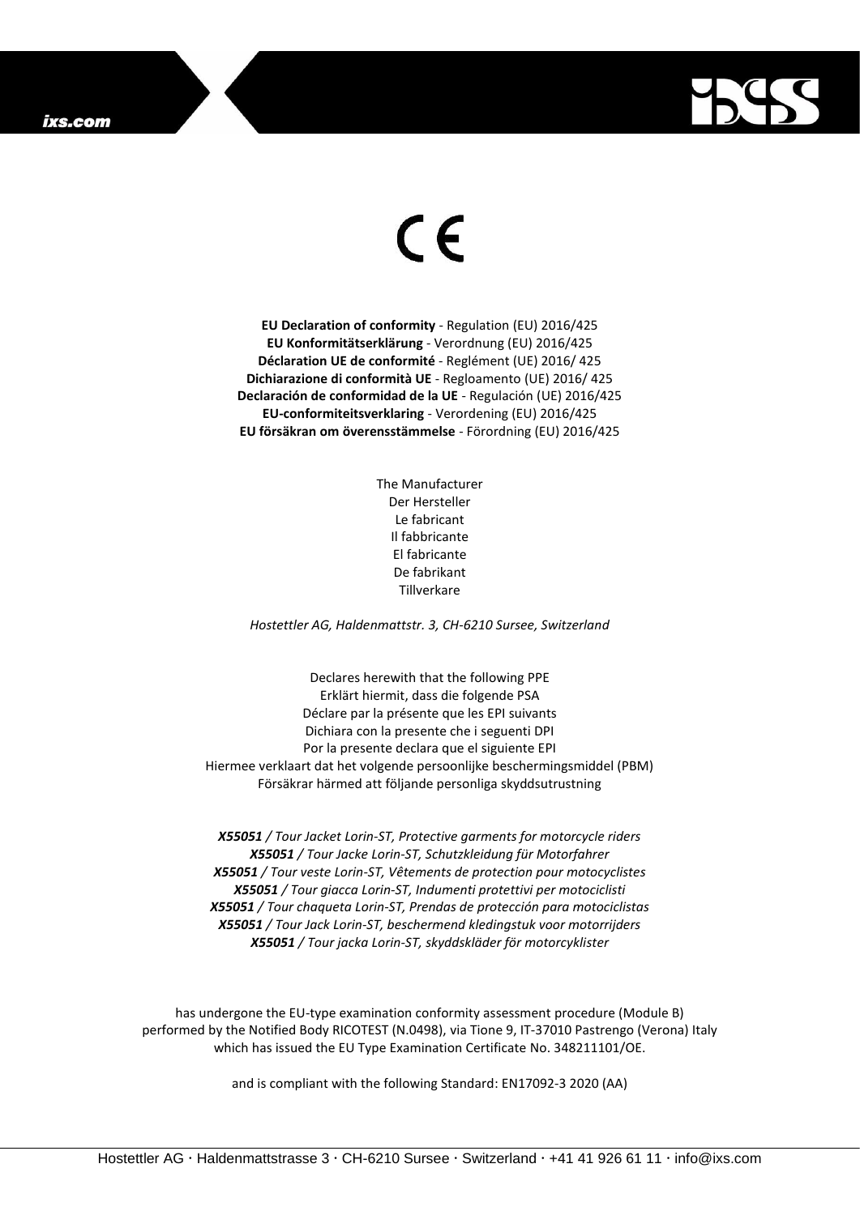CE

**EU Declaration of conformity** - Regulation (EU) 2016/425
**EU Konformitätserklärung** - Verordnung (EU) 2016/425
**Déclaration UE de conformité** - Reglément (UE) 2016/ 425
**Dichiarazione di conformità UE** - Regloamento (UE) 2016/ 425
**Declaración de conformidad de la UE** - Regulación (UE) 2016/425
**EU-conformiteitsverklaring** - Verordening (EU) 2016/425
**EU försäkran om överensstämmelse** - Förordning (EU) 2016/425

The Manufacturer
Der Hersteller
Le fabricant
Il fabbricante
El fabricante
De fabrikant
Tillverkare

*Hostettler AG, Haldenmattstr. 3, CH-6210 Sursee, Switzerland*

Declares herewith that the following PPE
Erklärt hiermit, dass die folgende PSA
Déclare par la présente que les EPI suivants
Dichiara con la presente che i seguenti DPI
Por la presente declara que el siguiente EPI
Hiermee verklaart dat het volgende persoonlijke beschermingsmiddel (PBM)
Försäkrar härmed att följande personliga skyddsutrustning

***X55051*** */ Tour Jacket Lorin-ST, Protective garments for motorcycle riders*
***X55051*** */ Tour Jacke Lorin-ST, Schutzkleidung für Motorfahrer*
***X55051*** */ Tour veste Lorin-ST, Vêtements de protection pour motocyclistes*
***X55051*** */ Tour giacca Lorin-ST, Indumenti protettivi per motociclisti*
***X55051*** */ Tour chaqueta Lorin-ST, Prendas de protección para motociclistas*
***X55051*** */ Tour Jack Lorin-ST, beschermend kledingstuk voor motorrijders*
***X55051*** */ Tour jacka Lorin-ST, skyddskläder för motorcyklister*

has undergone the EU-type examination conformity assessment procedure (Module B) performed by the Notified Body RICOTEST (N.0498), via Tione 9, IT-37010 Pastrengo (Verona) Italy which has issued the EU Type Examination Certificate No. 348211101/OE.

and is compliant with the following Standard: EN17092-3 2020 (AA)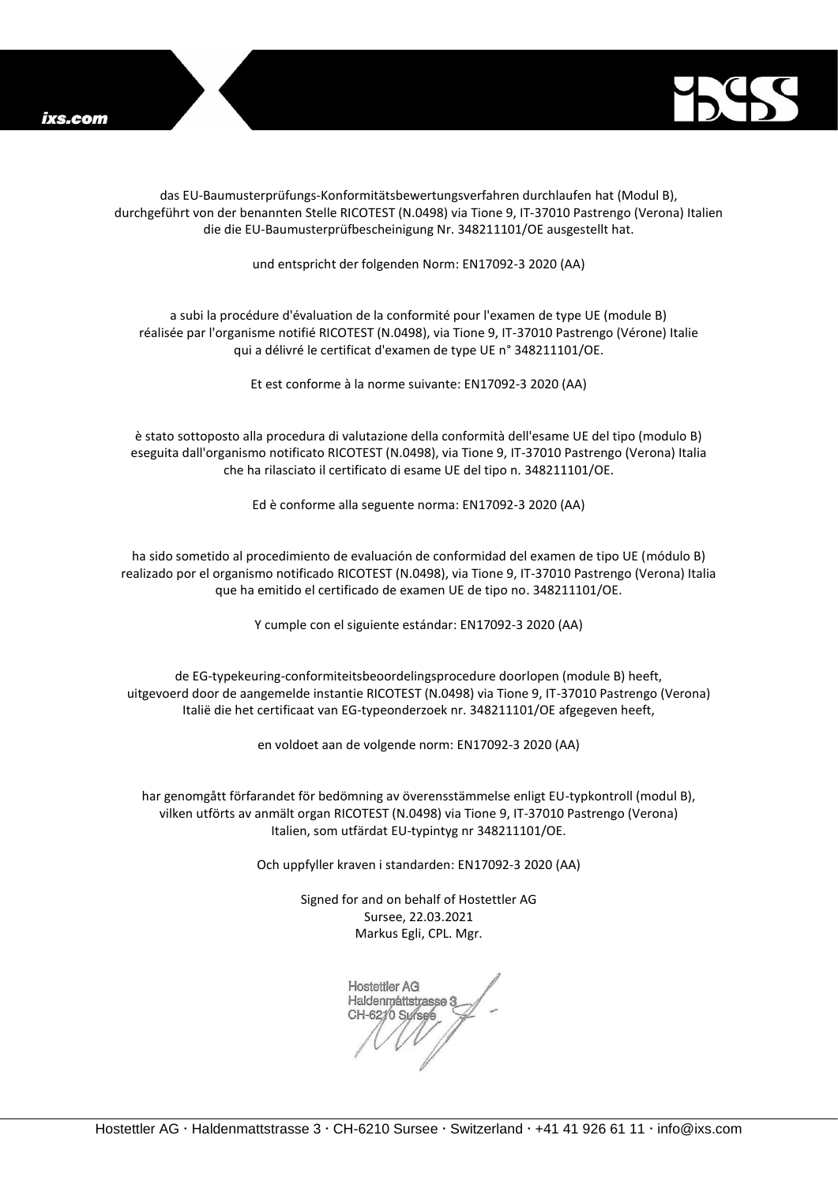das EU-Baumusterprüfungs-Konformitätsbewertungsverfahren durchlaufen hat (Modul B), durchgeführt von der benannten Stelle RICOTEST (N.0498) via Tione 9, IT-37010 Pastrengo (Verona) Italien die die EU-Baumusterprüfbescheinigung Nr. 348211101/OE ausgestellt hat.

und entspricht der folgenden Norm: EN17092-3 2020 (AA)

a subi la procédure d'évaluation de la conformité pour l'examen de type UE (module B) réalisée par l'organisme notifié RICOTEST (N.0498), via Tione 9, IT-37010 Pastrengo (Vérone) Italie qui a délivré le certificat d'examen de type UE n° 348211101/OE.

Et est conforme à la norme suivante: EN17092-3 2020 (AA)

è stato sottoposto alla procedura di valutazione della conformità dell'esame UE del tipo (modulo B) eseguita dall'organismo notificato RICOTEST (N.0498), via Tione 9, IT-37010 Pastrengo (Verona) Italia che ha rilasciato il certificato di esame UE del tipo n. 348211101/OE.

Ed è conforme alla seguente norma: EN17092-3 2020 (AA)

ha sido sometido al procedimiento de evaluación de conformidad del examen de tipo UE (módulo B) realizado por el organismo notificado RICOTEST (N.0498), via Tione 9, IT-37010 Pastrengo (Verona) Italia que ha emitido el certificado de examen UE de tipo no. 348211101/OE.

Y cumple con el siguiente estándar: EN17092-3 2020 (AA)

de EG-typekeuring-conformiteitsbeoordelingsprocedure doorlopen (module B) heeft, uitgevoerd door de aangemelde instantie RICOTEST (N.0498) via Tione 9, IT-37010 Pastrengo (Verona) Italië die het certificaat van EG-typeonderzoek nr. 348211101/OE afgegeven heeft,

en voldoet aan de volgende norm: EN17092-3 2020 (AA)

har genomgått förfarandet för bedömning av överensstämmelse enligt EU-typkontroll (modul B), vilken utförts av anmält organ RICOTEST (N.0498) via Tione 9, IT-37010 Pastrengo (Verona) Italien, som utfärdat EU-typintyg nr 348211101/OE.

Och uppfyller kraven i standarden: EN17092-3 2020 (AA)

Signed for and on behalf of Hostettler AG
Sursee, 22.03.2021
Markus Egli, CPL. Mgr.

Hostettler AG
Haldenmattstrasse 3
CH-6210 Sursee